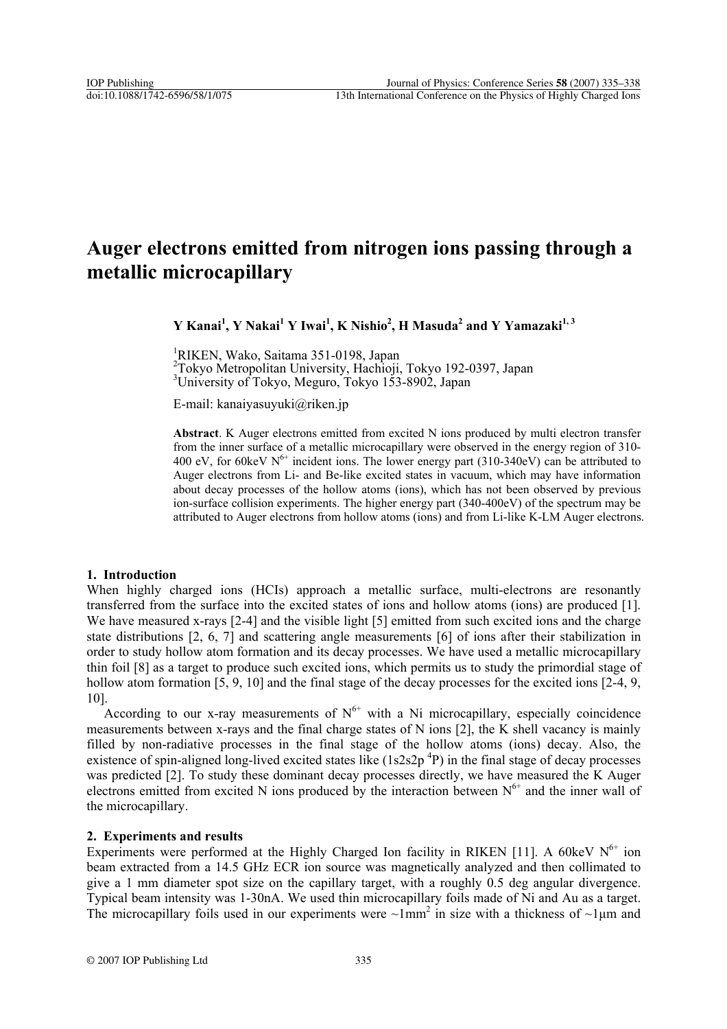# Auger electrons emitted from nitrogen ions passing through a metallic microcapillary

**Y Kanai[1], Y Nakai[1] Y Iwai[1], K Nishio[2], H Masuda[2] and Y Yamazaki[1, 3]**

[1]RIKEN, Wako, Saitama 351-0198, Japan
[2]Tokyo Metropolitan University, Hachioji, Tokyo 192-0397, Japan
[3]University of Tokyo, Meguro, Tokyo 153-8902, Japan

E-mail: kanaiyasuyuki@riken.jp

**Abstract**. K Auger electrons emitted from excited N ions produced by multi electron transfer from the inner surface of a metallic microcapillary were observed in the energy region of 310-400 eV, for 60keV $N^{6+}$ incident ions. The lower energy part (310-340eV) can be attributed to Auger electrons from Li- and Be-like excited states in vacuum, which may have information about decay processes of the hollow atoms (ions), which has not been observed by previous ion-surface collision experiments. The higher energy part (340-400eV) of the spectrum may be attributed to Auger electrons from hollow atoms (ions) and from Li-like K-LM Auger electrons.

## 1. Introduction

When highly charged ions (HCIs) approach a metallic surface, multi-electrons are resonantly transferred from the surface into the excited states of ions and hollow atoms (ions) are produced [1]. We have measured x-rays [2-4] and the visible light [5] emitted from such excited ions and the charge state distributions [2, 6, 7] and scattering angle measurements [6] of ions after their stabilization in order to study hollow atom formation and its decay processes. We have used a metallic microcapillary thin foil [8] as a target to produce such excited ions, which permits us to study the primordial stage of hollow atom formation [5, 9, 10] and the final stage of the decay processes for the excited ions [2-4, 9, 10].

According to our x-ray measurements of $N^{6+}$ with a Ni microcapillary, especially coincidence measurements between x-rays and the final charge states of N ions [2], the K shell vacancy is mainly filled by non-radiative processes in the final stage of the hollow atoms (ions) decay. Also, the existence of spin-aligned long-lived excited states like ($1s2s2p$ $^4P$) in the final stage of decay processes was predicted [2]. To study these dominant decay processes directly, we have measured the K Auger electrons emitted from excited N ions produced by the interaction between $N^{6+}$ and the inner wall of the microcapillary.

## 2. Experiments and results

Experiments were performed at the Highly Charged Ion facility in RIKEN [11]. A 60keV $N^{6+}$ ion beam extracted from a 14.5 GHz ECR ion source was magnetically analyzed and then collimated to give a 1 mm diameter spot size on the capillary target, with a roughly 0.5 deg angular divergence. Typical beam intensity was 1-30nA. We used thin microcapillary foils made of Ni and Au as a target. The microcapillary foils used in our experiments were ~1mm$^2$ in size with a thickness of ~1μm and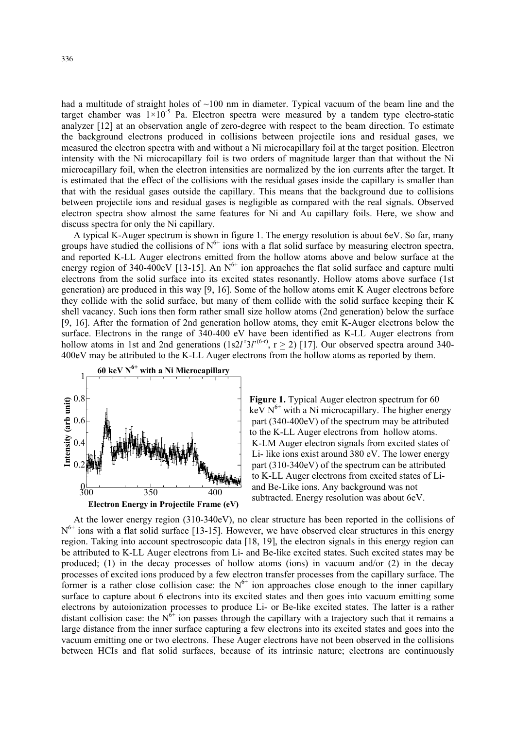had a multitude of straight holes of ~100 nm in diameter. Typical vacuum of the beam line and the target chamber was $1\times10^{-5}$ Pa. Electron spectra were measured by a tandem type electro-static analyzer [12] at an observation angle of zero-degree with respect to the beam direction. To estimate the background electrons produced in collisions between projectile ions and residual gases, we measured the electron spectra with and without a Ni microcapillary foil at the target position. Electron intensity with the Ni microcapillary foil is two orders of magnitude larger than that without the Ni microcapillary foil, when the electron intensities are normalized by the ion currents after the target. It is estimated that the effect of the collisions with the residual gases inside the capillary is smaller than that with the residual gases outside the capillary. This means that the background due to collisions between projectile ions and residual gases is negligible as compared with the real signals. Observed electron spectra show almost the same features for Ni and Au capillary foils. Here, we show and discuss spectra for only the Ni capillary.

A typical K-Auger spectrum is shown in figure 1. The energy resolution is about 6eV. So far, many groups have studied the collisions of $N^{6+}$ ions with a flat solid surface by measuring electron spectra, and reported K-LL Auger electrons emitted from the hollow atoms above and below surface at the energy region of 340-400eV [13-15]. An $N^{6+}$ ion approaches the flat solid surface and capture multi electrons from the solid surface into its excited states resonantly. Hollow atoms above surface (1st generation) are produced in this way [9, 16]. Some of the hollow atoms emit K Auger electrons before they collide with the solid surface, but many of them collide with the solid surface keeping their K shell vacancy. Such ions then form rather small size hollow atoms (2nd generation) below the surface [9, 16]. After the formation of 2nd generation hollow atoms, they emit K-Auger electrons below the surface. Electrons in the range of 340-400 eV have been identified as K-LL Auger electrons from hollow atoms in 1st and 2nd generations ($1s2l^{r}3l'^{(6-r)}$, $r \geq 2$) [17]. Our observed spectra around 340-400eV may be attributed to the K-LL Auger electrons from the hollow atoms as reported by them.

**Figure 1.** Typical Auger electron spectrum for 60 keV $N^{6+}$ with a Ni microcapillary. The higher energy part (340-400eV) of the spectrum may be attributed to the K-LL Auger electrons from hollow atoms. K-LM Auger electron signals from excited states of Li- like ions exist around 380 eV. The lower energy part (310-340eV) of the spectrum can be attributed to K-LL Auger electrons from excited states of Li- and Be-Like ions. Any background was not subtracted. Energy resolution was about 6eV.

At the lower energy region (310-340eV), no clear structure has been reported in the collisions of $N^{6+}$ ions with a flat solid surface [13-15]. However, we have observed clear structures in this energy region. Taking into account spectroscopic data [18, 19], the electron signals in this energy region can be attributed to K-LL Auger electrons from Li- and Be-like excited states. Such excited states may be produced; (1) in the decay processes of hollow atoms (ions) in vacuum and/or (2) in the decay processes of excited ions produced by a few electron transfer processes from the capillary surface. The former is a rather close collision case: the $N^{6+}$ ion approaches close enough to the inner capillary surface to capture about 6 electrons into its excited states and then goes into vacuum emitting some electrons by autoionization processes to produce Li- or Be-like excited states. The latter is a rather distant collision case: the $N^{6+}$ ion passes through the capillary with a trajectory such that it remains a large distance from the inner surface capturing a few electrons into its excited states and goes into the vacuum emitting one or two electrons. These Auger electrons have not been observed in the collisions between HCIs and flat solid surfaces, because of its intrinsic nature; electrons are continuously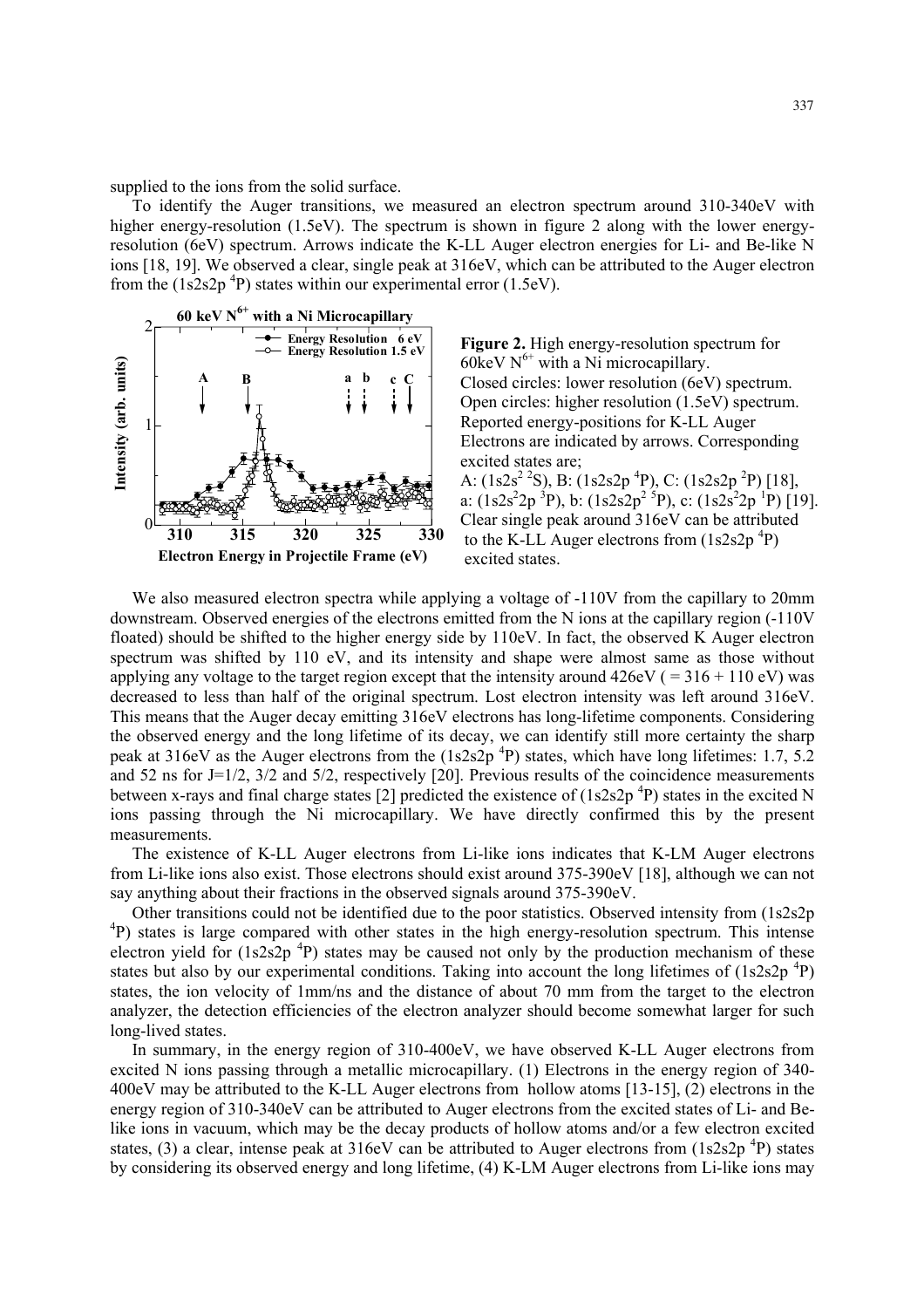supplied to the ions from the solid surface.

To identify the Auger transitions, we measured an electron spectrum around 310-340eV with higher energy-resolution (1.5eV). The spectrum is shown in figure 2 along with the lower energy-resolution (6eV) spectrum. Arrows indicate the K-LL Auger electron energies for Li- and Be-like N ions [18, 19]. We observed a clear, single peak at 316eV, which can be attributed to the Auger electron from the (1s2s2p $^4$P) states within our experimental error (1.5eV).

**Figure 2.** High energy-resolution spectrum for 60keV $N^{6+}$ with a Ni microcapillary. Closed circles: lower resolution (6eV) spectrum. Open circles: higher resolution (1.5eV) spectrum. Reported energy-positions for K-LL Auger Electrons are indicated by arrows. Corresponding excited states are; A: (1s2s$^2$ $^2$S), B: (1s2s2p $^4$P), C: (1s2s2p $^2$P) [18], a: (1s2s$^2$2p $^3$P), b: (1s2s2p$^2$ $^5$P), c: (1s2s$^2$2p $^1$P) [19]. Clear single peak around 316eV can be attributed to the K-LL Auger electrons from (1s2s2p $^4$P) excited states.

We also measured electron spectra while applying a voltage of -110V from the capillary to 20mm downstream. Observed energies of the electrons emitted from the N ions at the capillary region (-110V floated) should be shifted to the higher energy side by 110eV. In fact, the observed K Auger electron spectrum was shifted by 110 eV, and its intensity and shape were almost same as those without applying any voltage to the target region except that the intensity around 426eV ( = 316 + 110 eV) was decreased to less than half of the original spectrum. Lost electron intensity was left around 316eV. This means that the Auger decay emitting 316eV electrons has long-lifetime components. Considering the observed energy and the long lifetime of its decay, we can identify still more certainty the sharp peak at 316eV as the Auger electrons from the (1s2s2p $^4$P) states, which have long lifetimes: 1.7, 5.2 and 52 ns for J=1/2, 3/2 and 5/2, respectively [20]. Previous results of the coincidence measurements between x-rays and final charge states [2] predicted the existence of (1s2s2p $^4$P) states in the excited N ions passing through the Ni microcapillary. We have directly confirmed this by the present measurements.

The existence of K-LL Auger electrons from Li-like ions indicates that K-LM Auger electrons from Li-like ions also exist. Those electrons should exist around 375-390eV [18], although we can not say anything about their fractions in the observed signals around 375-390eV.

Other transitions could not be identified due to the poor statistics. Observed intensity from (1s2s2p $^4$P) states is large compared with other states in the high energy-resolution spectrum. This intense electron yield for (1s2s2p $^4$P) states may be caused not only by the production mechanism of these states but also by our experimental conditions. Taking into account the long lifetimes of (1s2s2p $^4$P) states, the ion velocity of 1mm/ns and the distance of about 70 mm from the target to the electron analyzer, the detection efficiencies of the electron analyzer should become somewhat larger for such long-lived states.

In summary, in the energy region of 310-400eV, we have observed K-LL Auger electrons from excited N ions passing through a metallic microcapillary. (1) Electrons in the energy region of 340-400eV may be attributed to the K-LL Auger electrons from hollow atoms [13-15], (2) electrons in the energy region of 310-340eV can be attributed to Auger electrons from the excited states of Li- and Be-like ions in vacuum, which may be the decay products of hollow atoms and/or a few electron excited states, (3) a clear, intense peak at 316eV can be attributed to Auger electrons from (1s2s2p $^4$P) states by considering its observed energy and long lifetime, (4) K-LM Auger electrons from Li-like ions may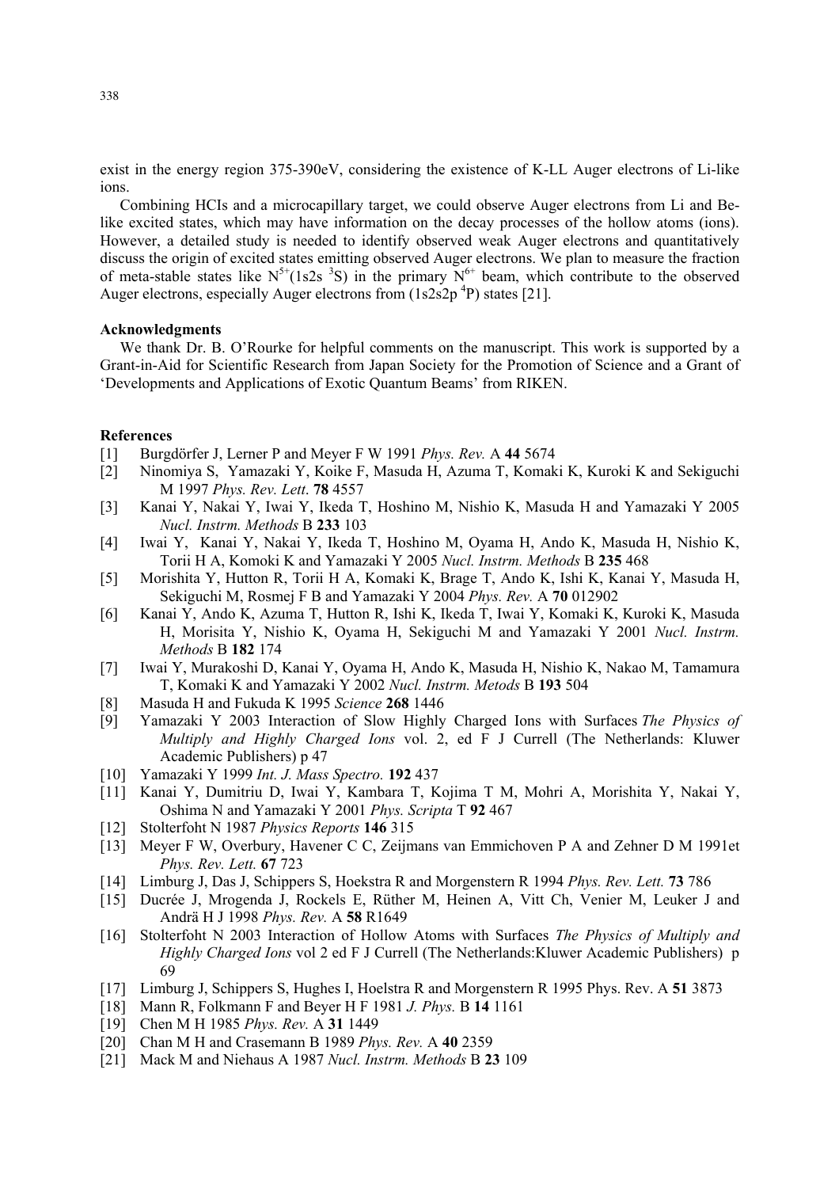exist in the energy region 375-390eV, considering the existence of K-LL Auger electrons of Li-like ions.

Combining HCIs and a microcapillary target, we could observe Auger electrons from Li and Be-like excited states, which may have information on the decay processes of the hollow atoms (ions). However, a detailed study is needed to identify observed weak Auger electrons and quantitatively discuss the origin of excited states emitting observed Auger electrons. We plan to measure the fraction of meta-stable states like $N^{5+}$(1s2s $^3$S) in the primary $N^{6+}$ beam, which contribute to the observed Auger electrons, especially Auger electrons from (1s2s2p $^4$P) states [21].

**Acknowledgments**

We thank Dr. B. O'Rourke for helpful comments on the manuscript. This work is supported by a Grant-in-Aid for Scientific Research from Japan Society for the Promotion of Science and a Grant of 'Developments and Applications of Exotic Quantum Beams' from RIKEN.

**References**

[1] Burgdörfer J, Lerner P and Meyer F W 1991 *Phys. Rev.* A **44** 5674

[2] Ninomiya S, Yamazaki Y, Koike F, Masuda H, Azuma T, Komaki K, Kuroki K and Sekiguchi M 1997 *Phys. Rev. Lett*. **78** 4557

[3] Kanai Y, Nakai Y, Iwai Y, Ikeda T, Hoshino M, Nishio K, Masuda H and Yamazaki Y 2005 *Nucl. Instrm. Methods* B **233** 103

[4] Iwai Y, Kanai Y, Nakai Y, Ikeda T, Hoshino M, Oyama H, Ando K, Masuda H, Nishio K, Torii H A, Komoki K and Yamazaki Y 2005 *Nucl. Instrm. Methods* B **235** 468

[5] Morishita Y, Hutton R, Torii H A, Komaki K, Brage T, Ando K, Ishi K, Kanai Y, Masuda H, Sekiguchi M, Rosmej F B and Yamazaki Y 2004 *Phys. Rev.* A **70** 012902

[6] Kanai Y, Ando K, Azuma T, Hutton R, Ishi K, Ikeda T, Iwai Y, Komaki K, Kuroki K, Masuda H, Morisita Y, Nishio K, Oyama H, Sekiguchi M and Yamazaki Y 2001 *Nucl. Instrm. Methods* B **182** 174

[7] Iwai Y, Murakoshi D, Kanai Y, Oyama H, Ando K, Masuda H, Nishio K, Nakao M, Tamamura T, Komaki K and Yamazaki Y 2002 *Nucl. Instrm. Metods* B **193** 504

[8] Masuda H and Fukuda K 1995 *Science* **268** 1446

[9] Yamazaki Y 2003 Interaction of Slow Highly Charged Ions with Surfaces *The Physics of Multiply and Highly Charged Ions* vol. 2, ed F J Currell (The Netherlands: Kluwer Academic Publishers) p 47

[10] Yamazaki Y 1999 *Int. J. Mass Spectro.* **192** 437

[11] Kanai Y, Dumitriu D, Iwai Y, Kambara T, Kojima T M, Mohri A, Morishita Y, Nakai Y, Oshima N and Yamazaki Y 2001 *Phys. Scripta* T **92** 467

[12] Stolterfoht N 1987 *Physics Reports* **146** 315

[13] Meyer F W, Overbury, Havener C C, Zeijmans van Emmichoven P A and Zehner D M 1991et *Phys. Rev. Lett.* **67** 723

[14] Limburg J, Das J, Schippers S, Hoekstra R and Morgenstern R 1994 *Phys. Rev. Lett.* **73** 786

[15] Ducrée J, Mrogenda J, Rockels E, Rüther M, Heinen A, Vitt Ch, Venier M, Leuker J and Andrä H J 1998 *Phys. Rev.* A **58** R1649

[16] Stolterfoht N 2003 Interaction of Hollow Atoms with Surfaces *The Physics of Multiply and Highly Charged Ions* vol 2 ed F J Currell (The Netherlands:Kluwer Academic Publishers) p 69

[17] Limburg J, Schippers S, Hughes I, Hoelstra R and Morgenstern R 1995 Phys. Rev. A **51** 3873

[18] Mann R, Folkmann F and Beyer H F 1981 *J. Phys.* B **14** 1161

[19] Chen M H 1985 *Phys. Rev.* A **31** 1449

[20] Chan M H and Crasemann B 1989 *Phys. Rev.* A **40** 2359

[21] Mack M and Niehaus A 1987 *Nucl. Instrm. Methods* B **23** 109